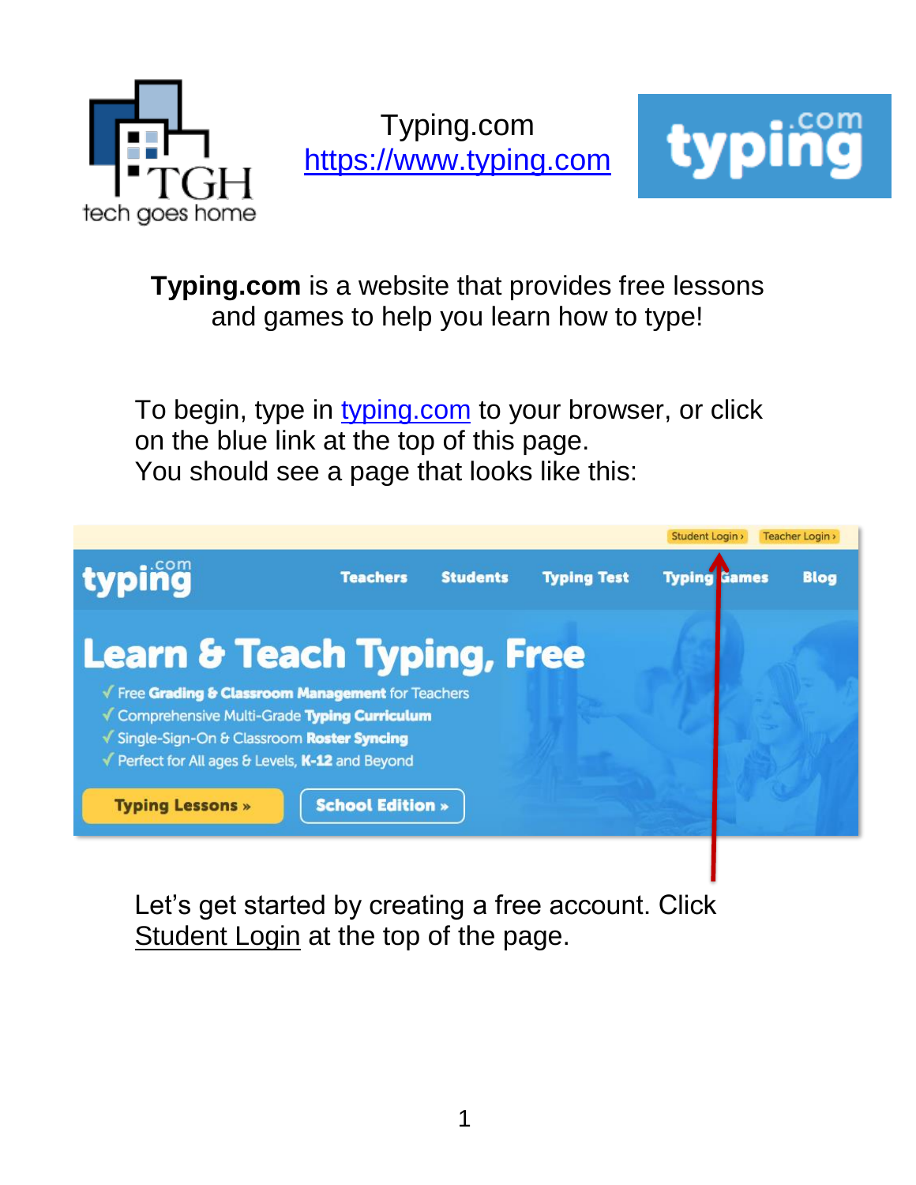Typing.com
https://www.typing.com

**Typing.com** is a website that provides free lessons and games to help you learn how to type!

To begin, type in typing.com to your browser, or click on the blue link at the top of this page.
You should see a page that looks like this:

Let's get started by creating a free account. Click Student Login at the top of the page.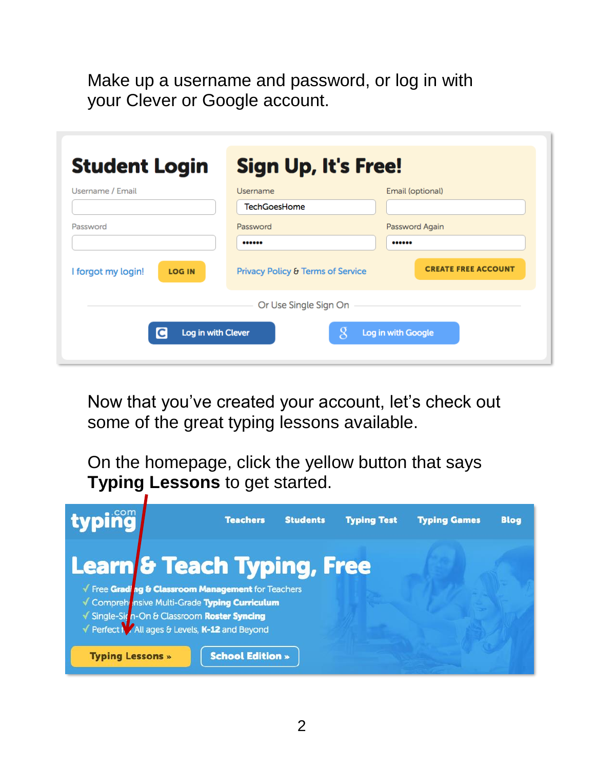Make up a username and password, or log in with your Clever or Google account.

Now that you've created your account, let's check out some of the great typing lessons available.

On the homepage, click the yellow button that says **Typing Lessons** to get started.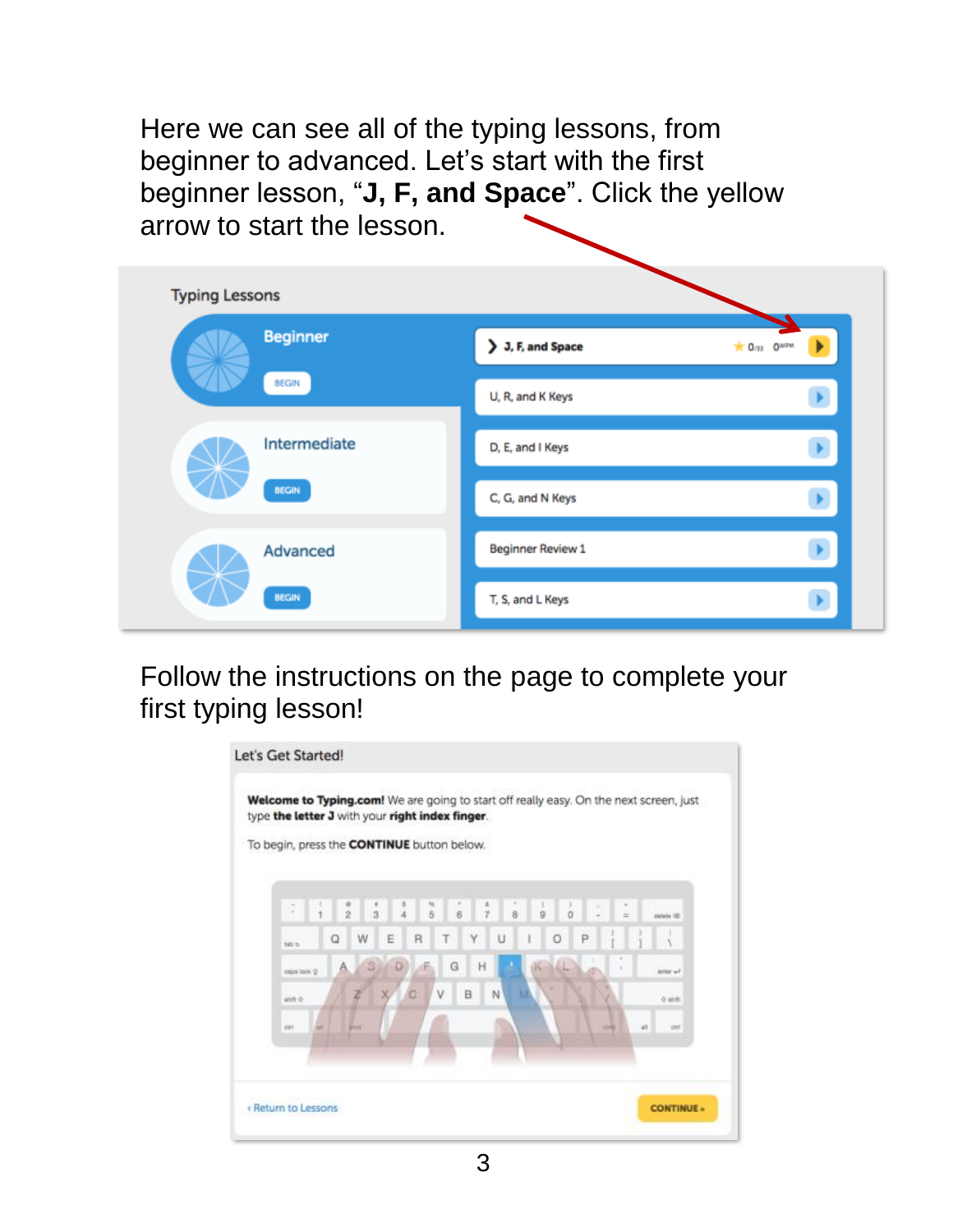Here we can see all of the typing lessons, from beginner to advanced. Let's start with the first beginner lesson, "**J, F, and Space**". Click the yellow arrow to start the lesson.

Typing Lessons

Beginner
BEGIN

Intermediate
BEGIN

Advanced
BEGIN

J, F, and Space

U, R, and K Keys

D, E, and I Keys

C, G, and N Keys

Beginner Review 1

T, S, and L Keys

Follow the instructions on the page to complete your first typing lesson!

Let's Get Started!

**Welcome to Typing.com!** We are going to start off really easy. On the next screen, just type **the letter J** with your **right index finger**.

To begin, press the **CONTINUE** button below.

‹ Return to Lessons

CONTINUE »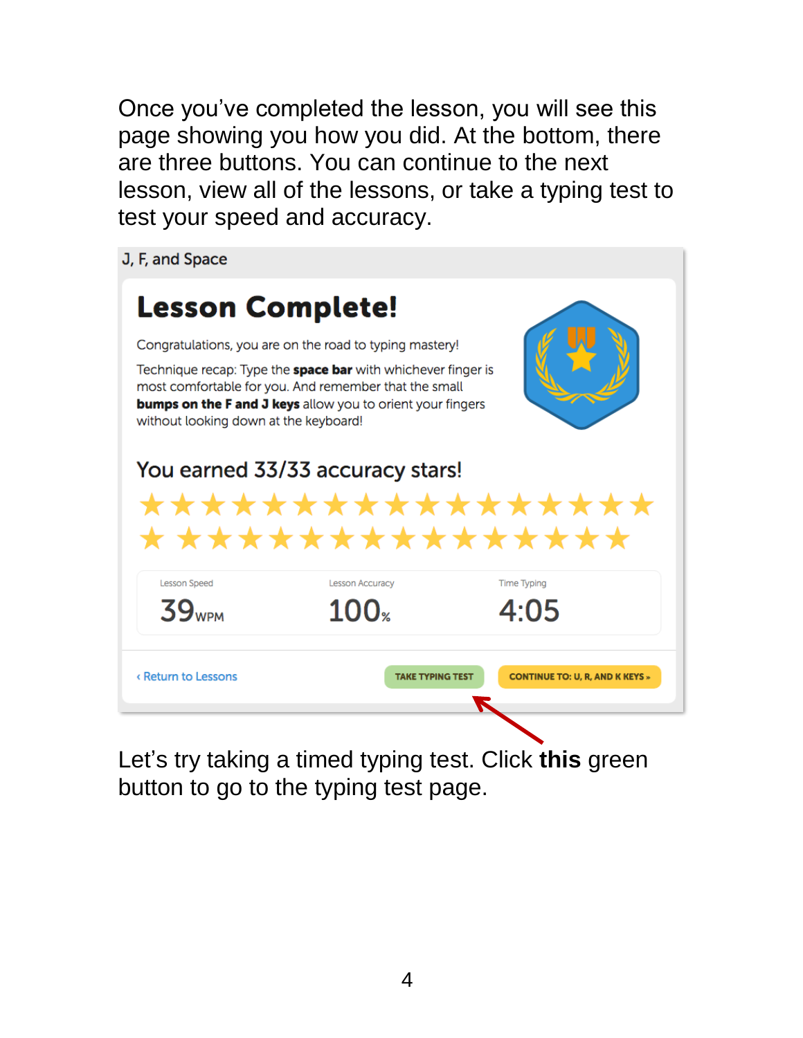Once you've completed the lesson, you will see this page showing you how you did. At the bottom, there are three buttons. You can continue to the next lesson, view all of the lessons, or take a typing test to test your speed and accuracy.

J, F, and Space

# Lesson Complete!

Congratulations, you are on the road to typing mastery!

Technique recap: Type the **space bar** with whichever finger is most comfortable for you. And remember that the small **bumps on the F and J keys** allow you to orient your fingers without looking down at the keyboard!

You earned 33/33 accuracy stars!

★★★★★★★★★★★★★★★★★
★★★★★★★★★★★★★★★★

| Lesson Speed | Lesson Accuracy | Time Typing |
| --- | --- | --- |
| 39WPM | 100% | 4:05 |

‹ Return to Lessons TAKE TYPING TEST CONTINUE TO: U, R, AND K KEYS »

Let's try taking a timed typing test. Click **this** green button to go to the typing test page.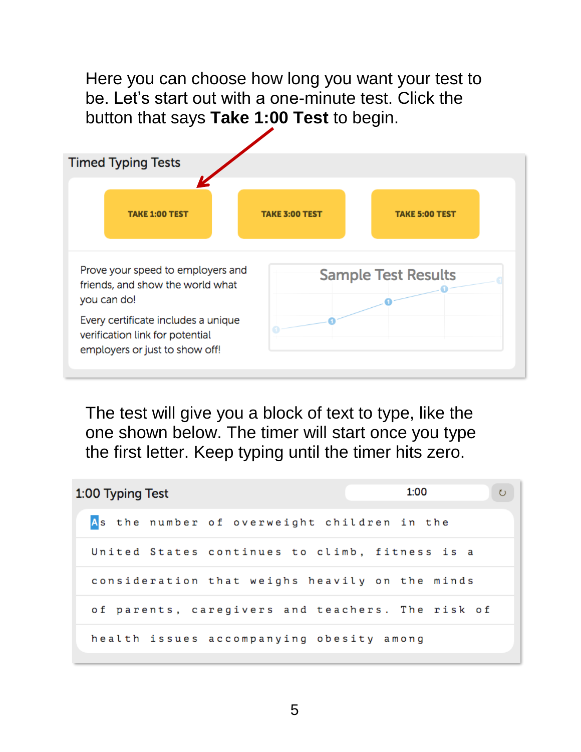Here you can choose how long you want your test to be. Let's start out with a one-minute test. Click the button that says **Take 1:00 Test** to begin.

Timed Typing Tests

TAKE 1:00 TEST

TAKE 3:00 TEST

TAKE 5:00 TEST

Prove your speed to employers and friends, and show the world what you can do!

Every certificate includes a unique verification link for potential employers or just to show off!

Sample Test Results

The test will give you a block of text to type, like the one shown below. The timer will start once you type the first letter. Keep typing until the timer hits zero.

1:00 Typing Test

1:00

As the number of overweight children in the United States continues to climb, fitness is a consideration that weighs heavily on the minds of parents, caregivers and teachers. The risk of health issues accompanying obesity among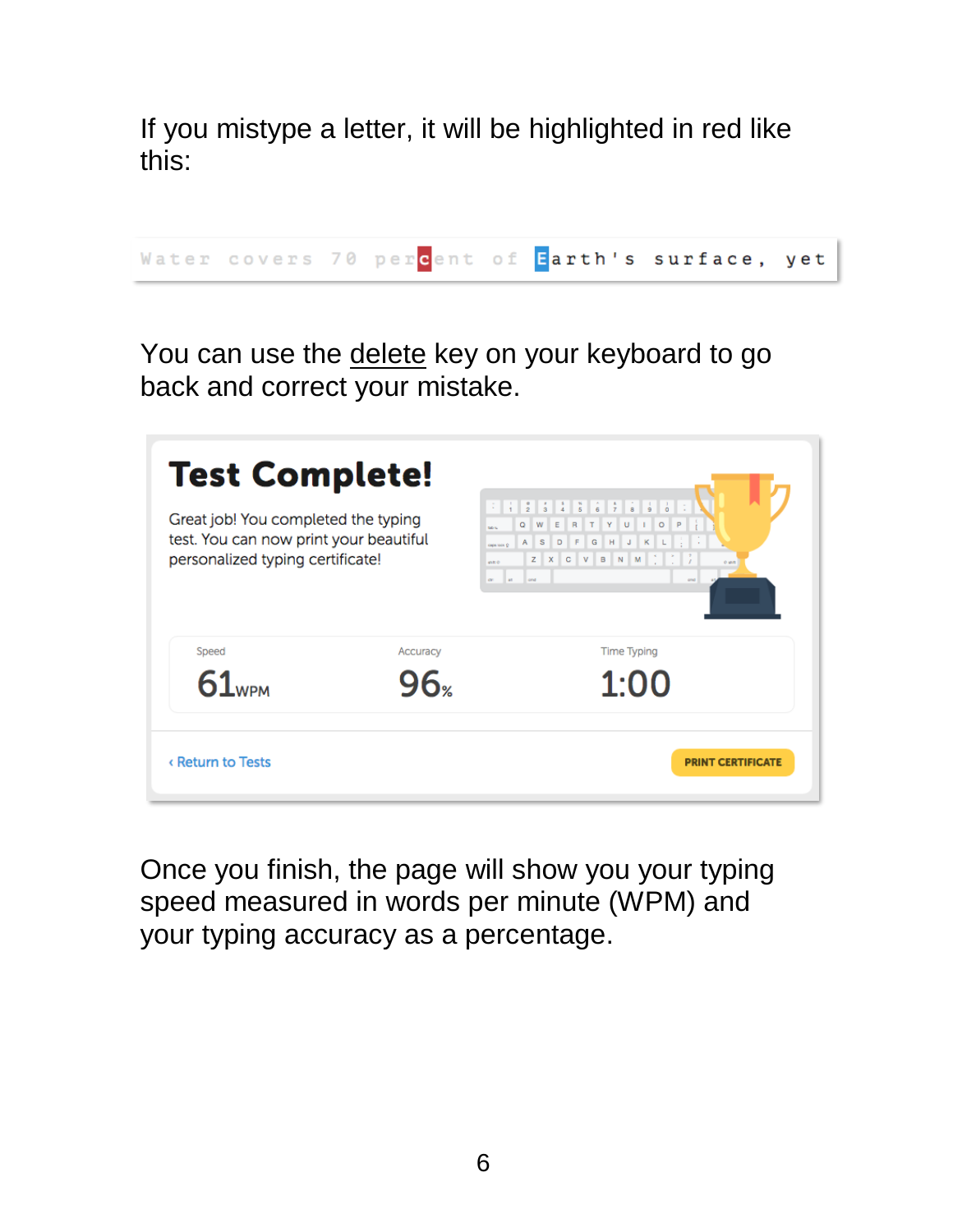If you mistype a letter, it will be highlighted in red like this:

You can use the delete key on your keyboard to go back and correct your mistake.

Once you finish, the page will show you your typing speed measured in words per minute (WPM) and your typing accuracy as a percentage.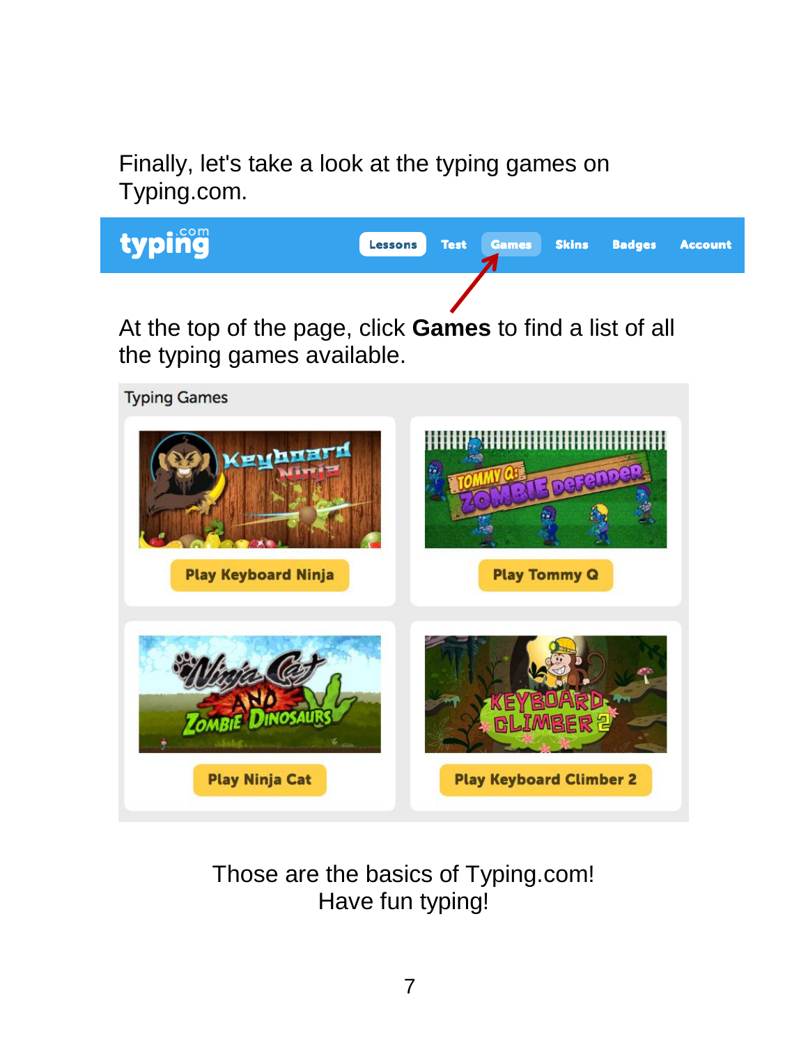Finally, let's take a look at the typing games on Typing.com.

typing.com Lessons Test Games Skins Badges Account

At the top of the page, click **Games** to find a list of all the typing games available.

Typing Games

Play Keyboard Ninja

Play Tommy Q

Play Ninja Cat

Play Keyboard Climber 2

Those are the basics of Typing.com!
Have fun typing!